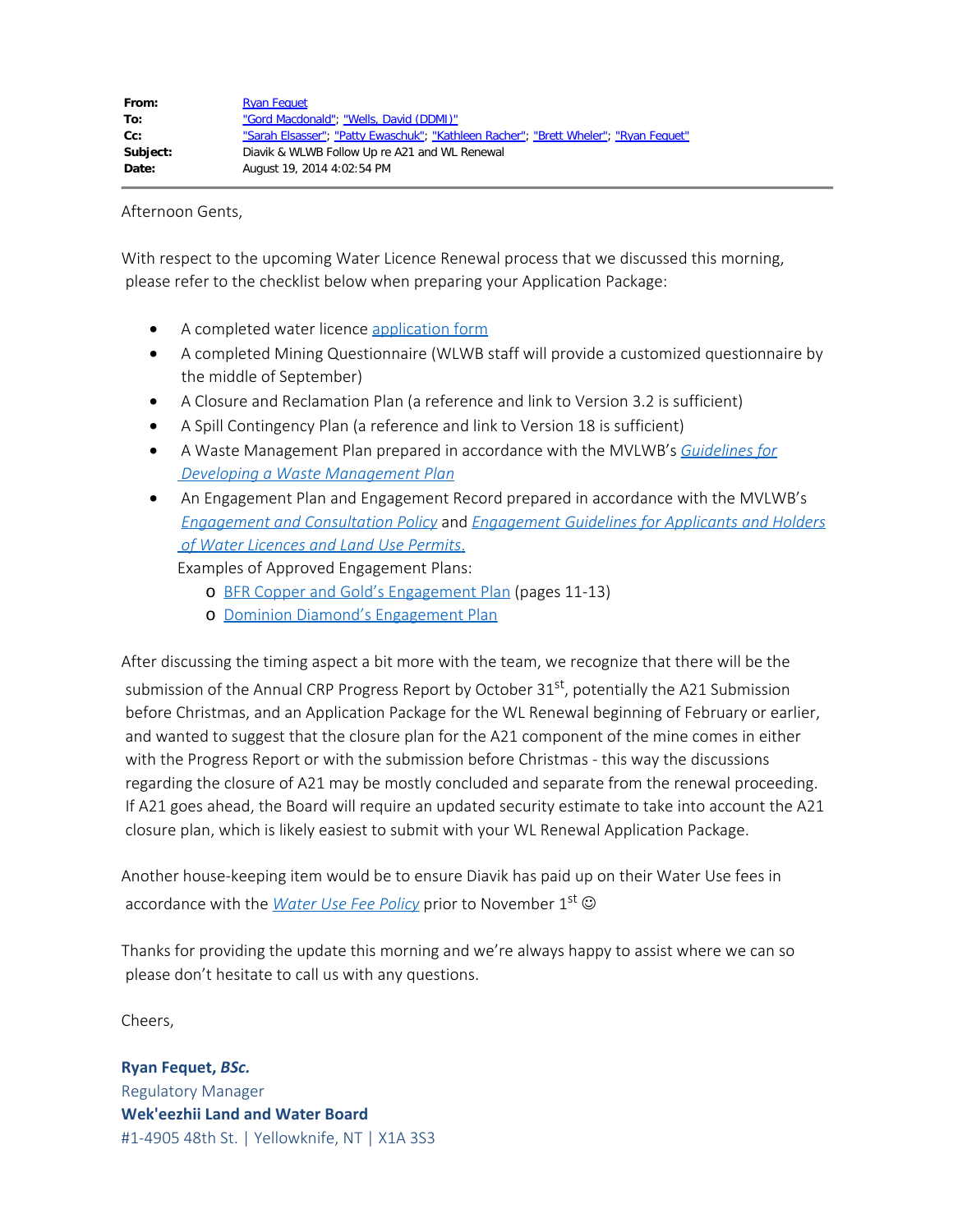| | |
|---|---|
| **From:** | Ryan Fequet |
| **To:** | "Gord Macdonald"; "Wells, David (DDMI)" |
| **Cc:** | "Sarah Elsasser"; "Patty Ewaschuk"; "Kathleen Racher"; "Brett Wheler"; "Ryan Fequet" |
| **Subject:** | Diavik & WLWB Follow Up re A21 and WL Renewal |
| **Date:** | August 19, 2014 4:02:54 PM |

Afternoon Gents,

With respect to the upcoming Water Licence Renewal process that we discussed this morning, please refer to the checklist below when preparing your Application Package:

- A completed water licence application form
- A completed Mining Questionnaire (WLWB staff will provide a customized questionnaire by the middle of September)
- A Closure and Reclamation Plan (a reference and link to Version 3.2 is sufficient)
- A Spill Contingency Plan (a reference and link to Version 18 is sufficient)
- A Waste Management Plan prepared in accordance with the MVLWB's *Guidelines for Developing a Waste Management Plan*
- An Engagement Plan and Engagement Record prepared in accordance with the MVLWB's *Engagement and Consultation Policy* and *Engagement Guidelines for Applicants and Holders of Water Licences and Land Use Permits.*

  Examples of Approved Engagement Plans:
  - BFR Copper and Gold's Engagement Plan (pages 11-13)
  - Dominion Diamond's Engagement Plan

After discussing the timing aspect a bit more with the team, we recognize that there will be the submission of the Annual CRP Progress Report by October 31st, potentially the A21 Submission before Christmas, and an Application Package for the WL Renewal beginning of February or earlier, and wanted to suggest that the closure plan for the A21 component of the mine comes in either with the Progress Report or with the submission before Christmas - this way the discussions regarding the closure of A21 may be mostly concluded and separate from the renewal proceeding. If A21 goes ahead, the Board will require an updated security estimate to take into account the A21 closure plan, which is likely easiest to submit with your WL Renewal Application Package.

Another house-keeping item would be to ensure Diavik has paid up on their Water Use fees in accordance with the *Water Use Fee Policy* prior to November 1st ☺

Thanks for providing the update this morning and we're always happy to assist where we can so please don't hesitate to call us with any questions.

Cheers,

**Ryan Fequet, *BSc.***
Regulatory Manager
**Wek'eezhii Land and Water Board**
#1-4905 48th St. | Yellowknife, NT | X1A 3S3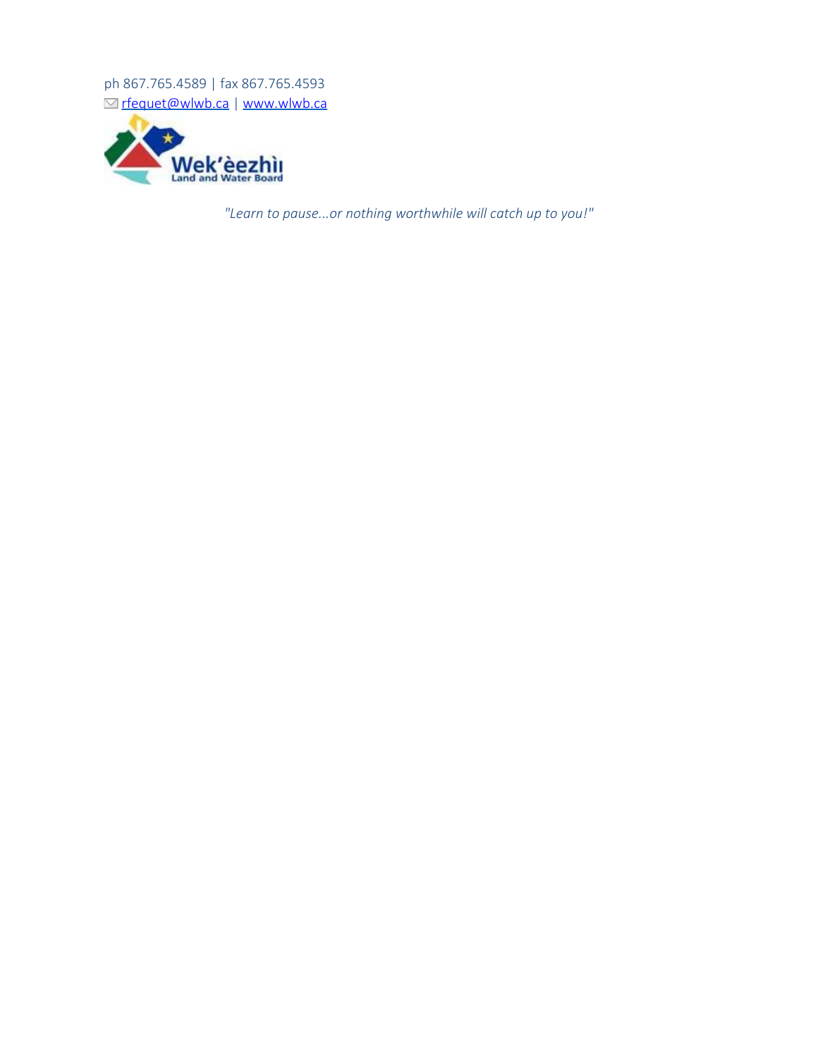ph 867.765.4589 | fax 867.765.4593
rfequet@wlwb.ca | www.wlwb.ca

Wek'èezhìı
Land and Water Board

*"Learn to pause...or nothing worthwhile will catch up to you!"*